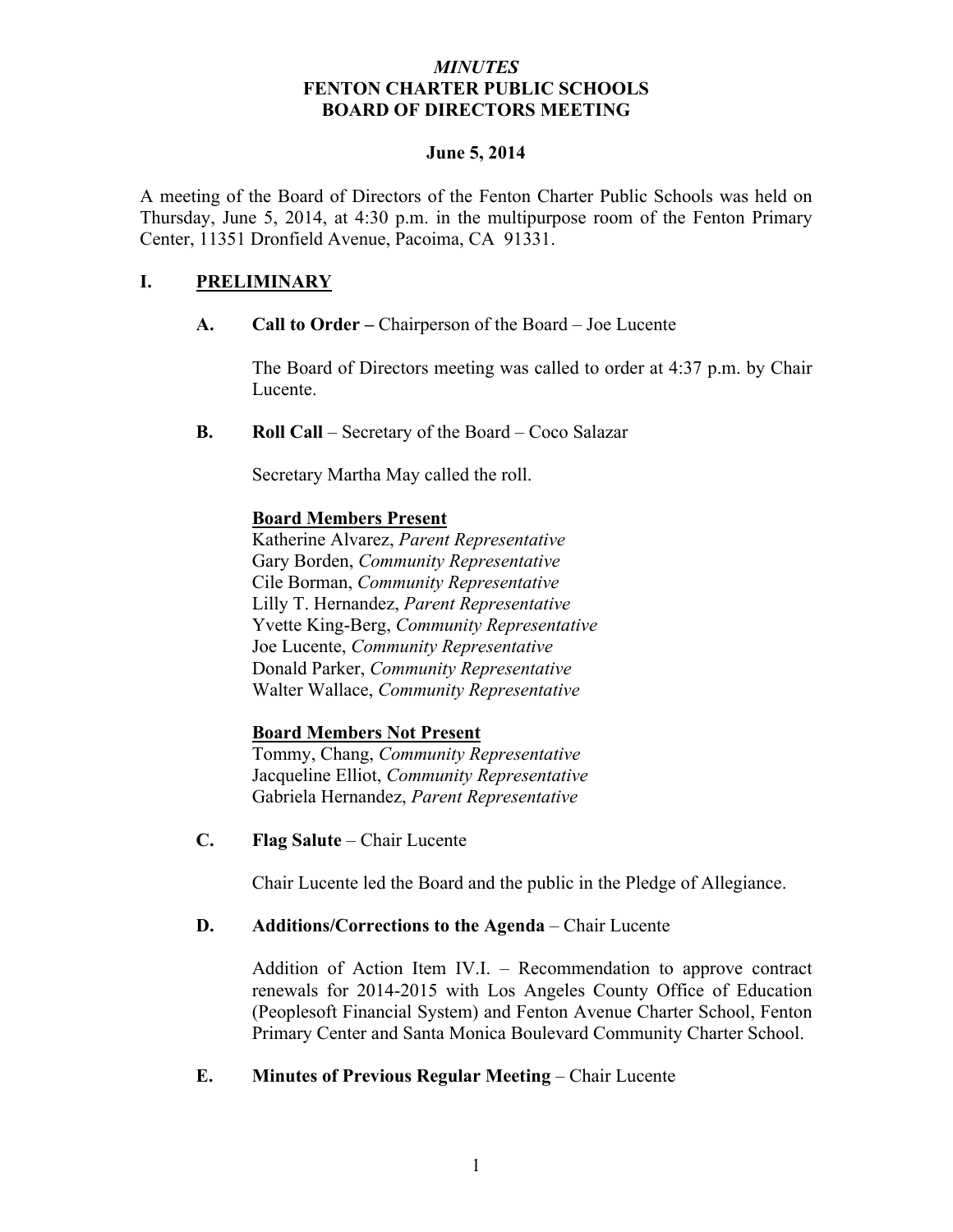*MINUTES*
**FENTON CHARTER PUBLIC SCHOOLS**
**BOARD OF DIRECTORS MEETING**

**June 5, 2014**

A meeting of the Board of Directors of the Fenton Charter Public Schools was held on Thursday, June 5, 2014, at 4:30 p.m. in the multipurpose room of the Fenton Primary Center, 11351 Dronfield Avenue, Pacoima, CA 91331.

## I. PRELIMINARY

### A. Call to Order – Chairperson of the Board – Joe Lucente

The Board of Directors meeting was called to order at 4:37 p.m. by Chair Lucente.

### B. Roll Call – Secretary of the Board – Coco Salazar

Secretary Martha May called the roll.

**Board Members Present**
Katherine Alvarez, *Parent Representative*
Gary Borden, *Community Representative*
Cile Borman, *Community Representative*
Lilly T. Hernandez, *Parent Representative*
Yvette King-Berg, *Community Representative*
Joe Lucente, *Community Representative*
Donald Parker, *Community Representative*
Walter Wallace, *Community Representative*

**Board Members Not Present**
Tommy, Chang, *Community Representative*
Jacqueline Elliot, *Community Representative*
Gabriela Hernandez, *Parent Representative*

### C. Flag Salute – Chair Lucente

Chair Lucente led the Board and the public in the Pledge of Allegiance.

### D. Additions/Corrections to the Agenda – Chair Lucente

Addition of Action Item IV.I. – Recommendation to approve contract renewals for 2014-2015 with Los Angeles County Office of Education (Peoplesoft Financial System) and Fenton Avenue Charter School, Fenton Primary Center and Santa Monica Boulevard Community Charter School.

### E. Minutes of Previous Regular Meeting – Chair Lucente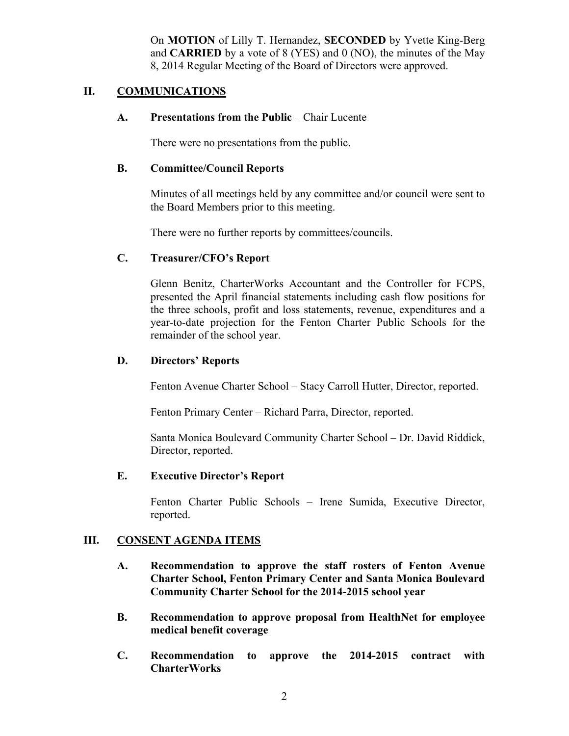On **MOTION** of Lilly T. Hernandez, **SECONDED** by Yvette King-Berg and **CARRIED** by a vote of 8 (YES) and 0 (NO), the minutes of the May 8, 2014 Regular Meeting of the Board of Directors were approved.

## II. COMMUNICATIONS

### A. Presentations from the Public – Chair Lucente

There were no presentations from the public.

### B. Committee/Council Reports

Minutes of all meetings held by any committee and/or council were sent to the Board Members prior to this meeting.

There were no further reports by committees/councils.

### C. Treasurer/CFO's Report

Glenn Benitz, CharterWorks Accountant and the Controller for FCPS, presented the April financial statements including cash flow positions for the three schools, profit and loss statements, revenue, expenditures and a year-to-date projection for the Fenton Charter Public Schools for the remainder of the school year.

### D. Directors' Reports

Fenton Avenue Charter School – Stacy Carroll Hutter, Director, reported.

Fenton Primary Center – Richard Parra, Director, reported.

Santa Monica Boulevard Community Charter School – Dr. David Riddick, Director, reported.

### E. Executive Director's Report

Fenton Charter Public Schools – Irene Sumida, Executive Director, reported.

## III. CONSENT AGENDA ITEMS

**A. Recommendation to approve the staff rosters of Fenton Avenue Charter School, Fenton Primary Center and Santa Monica Boulevard Community Charter School for the 2014-2015 school year**

**B. Recommendation to approve proposal from HealthNet for employee medical benefit coverage**

**C. Recommendation to approve the 2014-2015 contract with CharterWorks**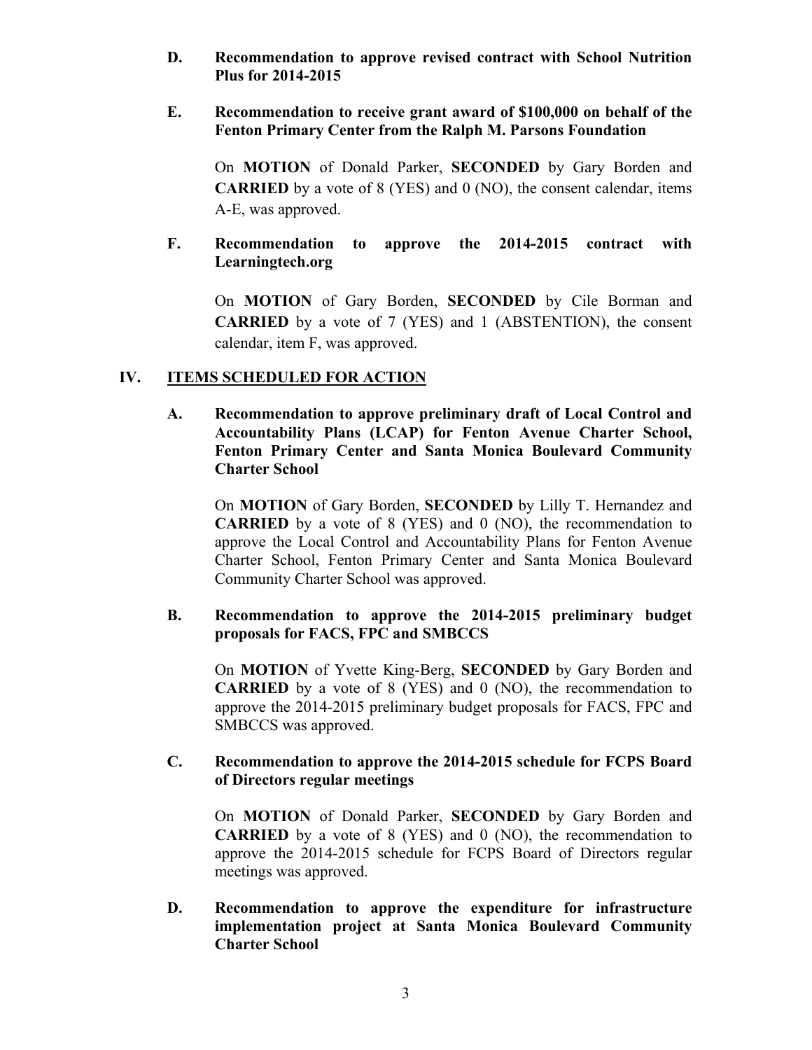**D. Recommendation to approve revised contract with School Nutrition Plus for 2014-2015**

**E. Recommendation to receive grant award of $100,000 on behalf of the Fenton Primary Center from the Ralph M. Parsons Foundation**

On **MOTION** of Donald Parker, **SECONDED** by Gary Borden and **CARRIED** by a vote of 8 (YES) and 0 (NO), the consent calendar, items A-E, was approved.

**F. Recommendation to approve the 2014-2015 contract with Learningtech.org**

On **MOTION** of Gary Borden, **SECONDED** by Cile Borman and **CARRIED** by a vote of 7 (YES) and 1 (ABSTENTION), the consent calendar, item F, was approved.

## IV. ITEMS SCHEDULED FOR ACTION

**A. Recommendation to approve preliminary draft of Local Control and Accountability Plans (LCAP) for Fenton Avenue Charter School, Fenton Primary Center and Santa Monica Boulevard Community Charter School**

On **MOTION** of Gary Borden, **SECONDED** by Lilly T. Hernandez and **CARRIED** by a vote of 8 (YES) and 0 (NO), the recommendation to approve the Local Control and Accountability Plans for Fenton Avenue Charter School, Fenton Primary Center and Santa Monica Boulevard Community Charter School was approved.

**B. Recommendation to approve the 2014-2015 preliminary budget proposals for FACS, FPC and SMBCCS**

On **MOTION** of Yvette King-Berg, **SECONDED** by Gary Borden and **CARRIED** by a vote of 8 (YES) and 0 (NO), the recommendation to approve the 2014-2015 preliminary budget proposals for FACS, FPC and SMBCCS was approved.

**C. Recommendation to approve the 2014-2015 schedule for FCPS Board of Directors regular meetings**

On **MOTION** of Donald Parker, **SECONDED** by Gary Borden and **CARRIED** by a vote of 8 (YES) and 0 (NO), the recommendation to approve the 2014-2015 schedule for FCPS Board of Directors regular meetings was approved.

**D. Recommendation to approve the expenditure for infrastructure implementation project at Santa Monica Boulevard Community Charter School**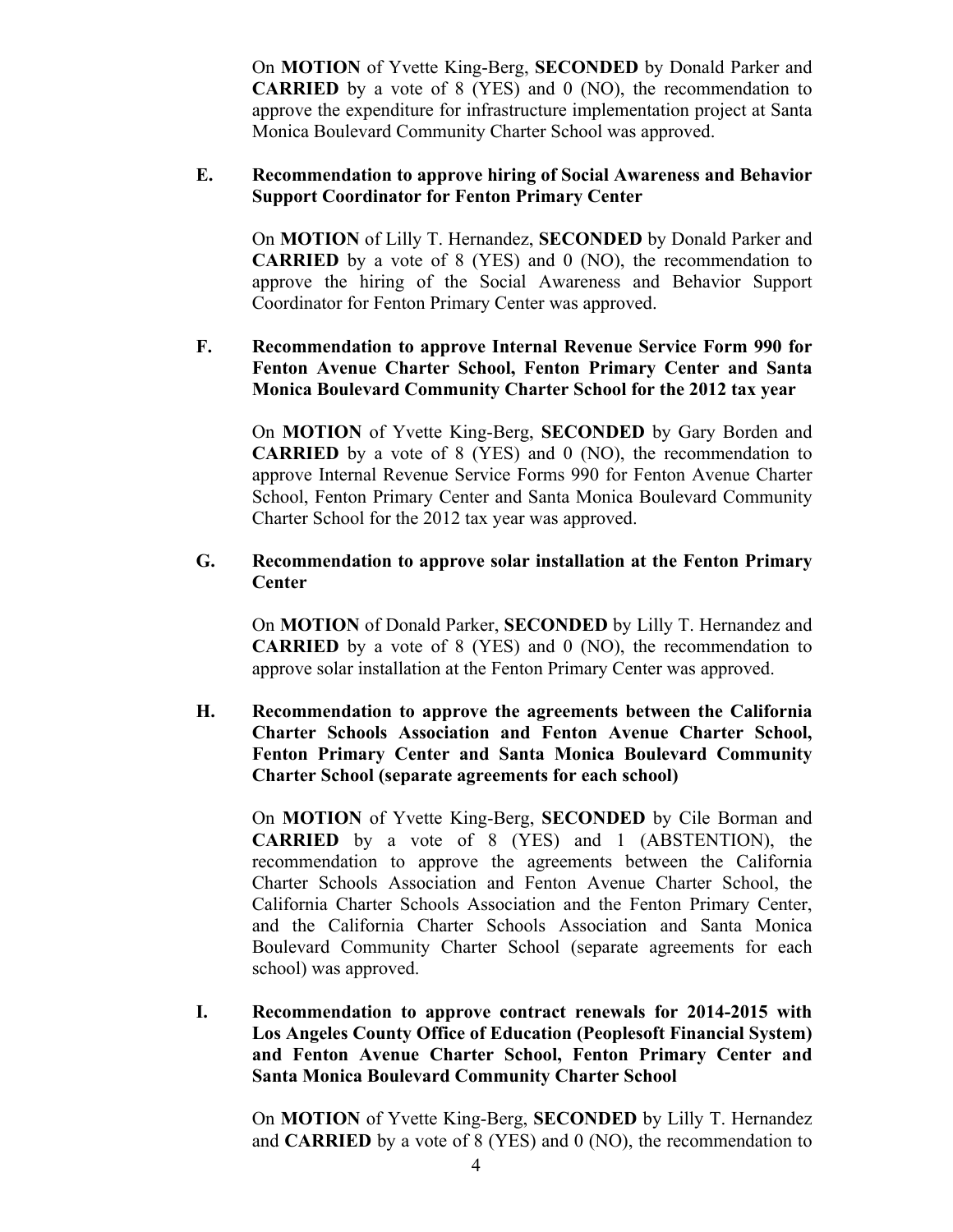On **MOTION** of Yvette King-Berg, **SECONDED** by Donald Parker and **CARRIED** by a vote of 8 (YES) and 0 (NO), the recommendation to approve the expenditure for infrastructure implementation project at Santa Monica Boulevard Community Charter School was approved.

**E. Recommendation to approve hiring of Social Awareness and Behavior Support Coordinator for Fenton Primary Center**

On **MOTION** of Lilly T. Hernandez, **SECONDED** by Donald Parker and **CARRIED** by a vote of 8 (YES) and 0 (NO), the recommendation to approve the hiring of the Social Awareness and Behavior Support Coordinator for Fenton Primary Center was approved.

**F. Recommendation to approve Internal Revenue Service Form 990 for Fenton Avenue Charter School, Fenton Primary Center and Santa Monica Boulevard Community Charter School for the 2012 tax year**

On **MOTION** of Yvette King-Berg, **SECONDED** by Gary Borden and **CARRIED** by a vote of 8 (YES) and 0 (NO), the recommendation to approve Internal Revenue Service Forms 990 for Fenton Avenue Charter School, Fenton Primary Center and Santa Monica Boulevard Community Charter School for the 2012 tax year was approved.

**G. Recommendation to approve solar installation at the Fenton Primary Center**

On **MOTION** of Donald Parker, **SECONDED** by Lilly T. Hernandez and **CARRIED** by a vote of 8 (YES) and 0 (NO), the recommendation to approve solar installation at the Fenton Primary Center was approved.

**H. Recommendation to approve the agreements between the California Charter Schools Association and Fenton Avenue Charter School, Fenton Primary Center and Santa Monica Boulevard Community Charter School (separate agreements for each school)**

On **MOTION** of Yvette King-Berg, **SECONDED** by Cile Borman and **CARRIED** by a vote of 8 (YES) and 1 (ABSTENTION), the recommendation to approve the agreements between the California Charter Schools Association and Fenton Avenue Charter School, the California Charter Schools Association and the Fenton Primary Center, and the California Charter Schools Association and Santa Monica Boulevard Community Charter School (separate agreements for each school) was approved.

**I. Recommendation to approve contract renewals for 2014-2015 with Los Angeles County Office of Education (Peoplesoft Financial System) and Fenton Avenue Charter School, Fenton Primary Center and Santa Monica Boulevard Community Charter School**

On **MOTION** of Yvette King-Berg, **SECONDED** by Lilly T. Hernandez and **CARRIED** by a vote of 8 (YES) and 0 (NO), the recommendation to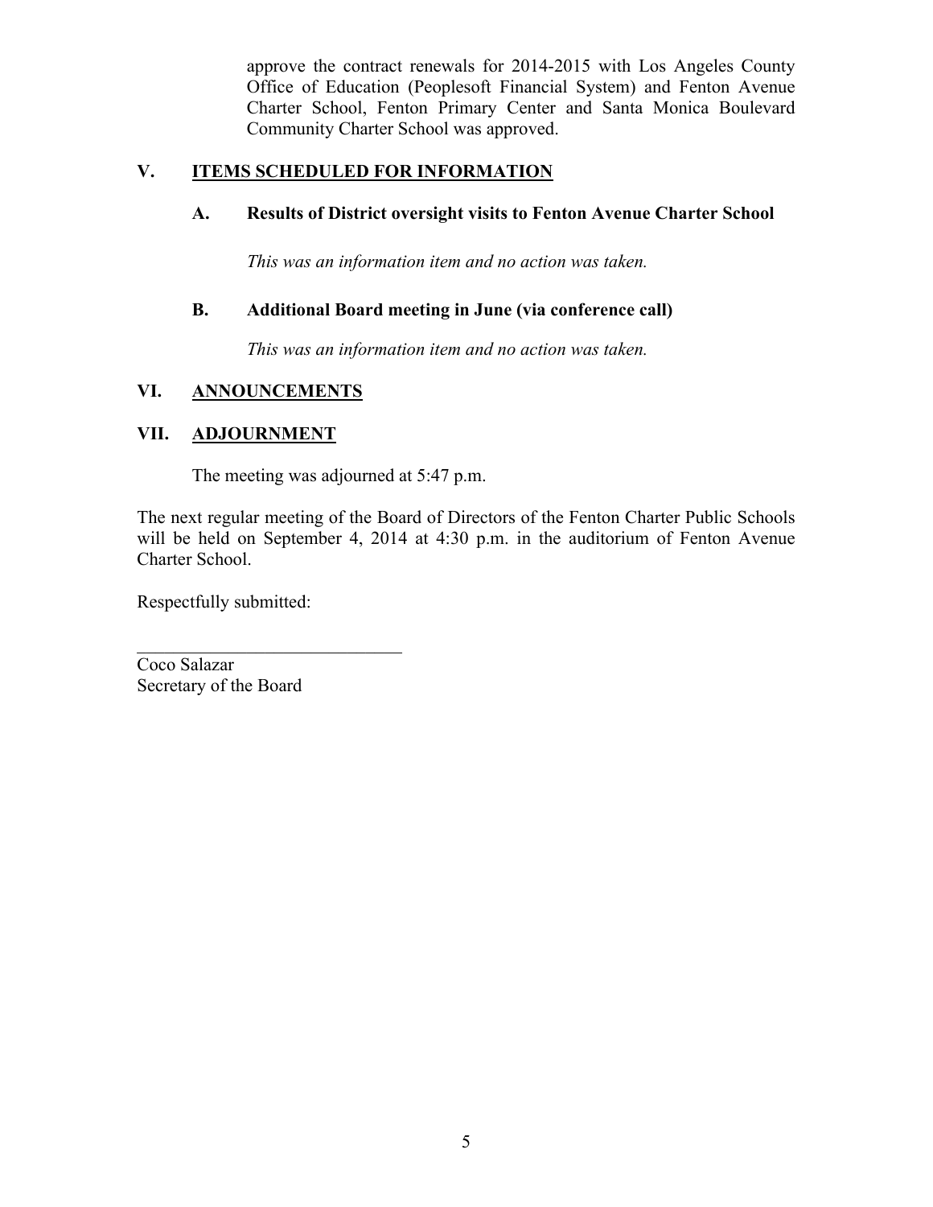approve the contract renewals for 2014-2015 with Los Angeles County Office of Education (Peoplesoft Financial System) and Fenton Avenue Charter School, Fenton Primary Center and Santa Monica Boulevard Community Charter School was approved.

## V. ITEMS SCHEDULED FOR INFORMATION

### A. Results of District oversight visits to Fenton Avenue Charter School

*This was an information item and no action was taken.*

### B. Additional Board meeting in June (via conference call)

*This was an information item and no action was taken.*

## VI. ANNOUNCEMENTS

## VII. ADJOURNMENT

The meeting was adjourned at 5:47 p.m.

The next regular meeting of the Board of Directors of the Fenton Charter Public Schools will be held on September 4, 2014 at 4:30 p.m. in the auditorium of Fenton Avenue Charter School.

Respectfully submitted:

______________________________

Coco Salazar
Secretary of the Board